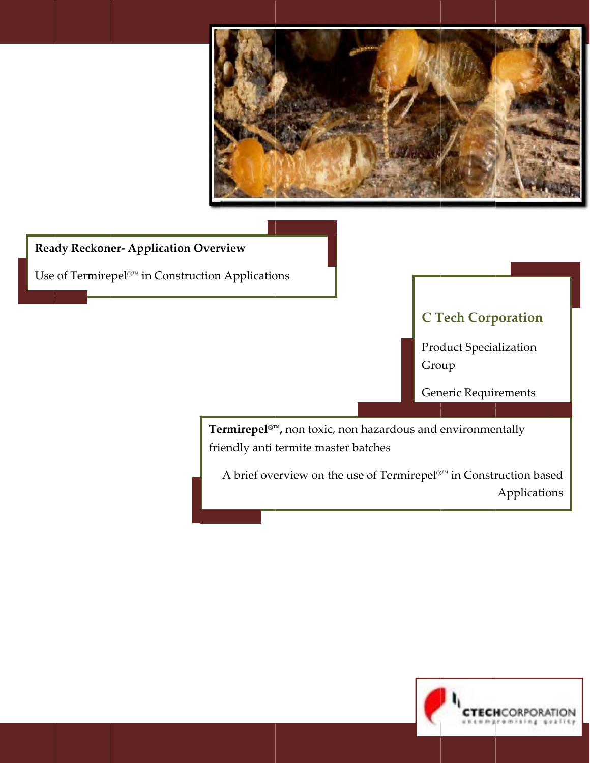**Ready Reckoner- Application Overview**

Use of Termirepel®™ in Construction Applications

## C Tech Corporation

Product Specialization Group

Generic Requirements

**Termirepel®™,** non toxic, non hazardous and environmentally friendly anti termite master batches

A brief overview on the use of Termirepel®™ in Construction based Applications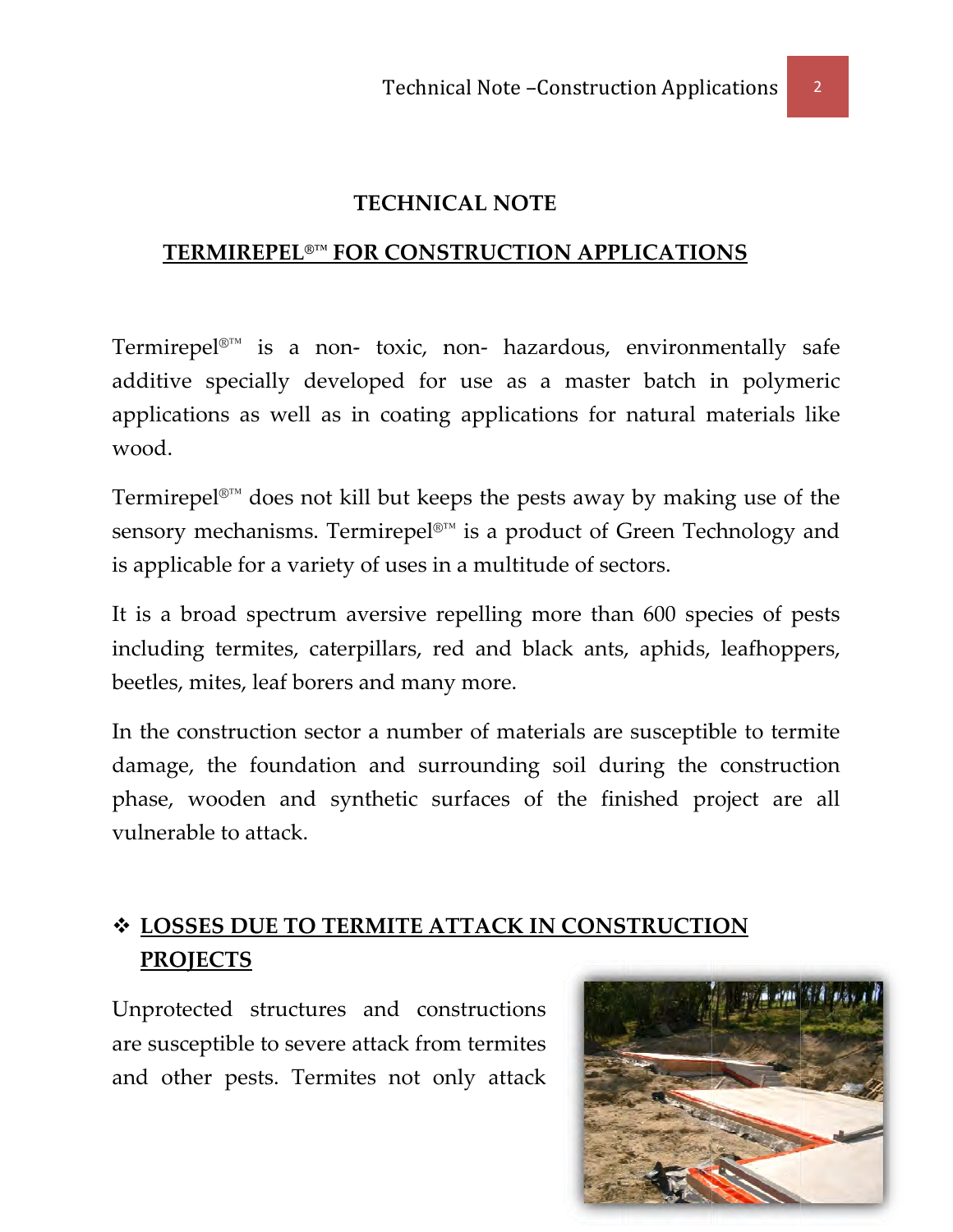# TECHNICAL NOTE

## TERMIREPEL®™ FOR CONSTRUCTION APPLICATIONS

Termirepel®™ is a non- toxic, non- hazardous, environmentally safe additive specially developed for use as a master batch in polymeric applications as well as in coating applications for natural materials like wood.

Termirepel®™ does not kill but keeps the pests away by making use of the sensory mechanisms. Termirepel®™ is a product of Green Technology and is applicable for a variety of uses in a multitude of sectors.

It is a broad spectrum aversive repelling more than 600 species of pests including termites, caterpillars, red and black ants, aphids, leafhoppers, beetles, mites, leaf borers and many more.

In the construction sector a number of materials are susceptible to termite damage, the foundation and surrounding soil during the construction phase, wooden and synthetic surfaces of the finished project are all vulnerable to attack.

## ❖ LOSSES DUE TO TERMITE ATTACK IN CONSTRUCTION PROJECTS

Unprotected structures and constructions are susceptible to severe attack from termites and other pests. Termites not only attack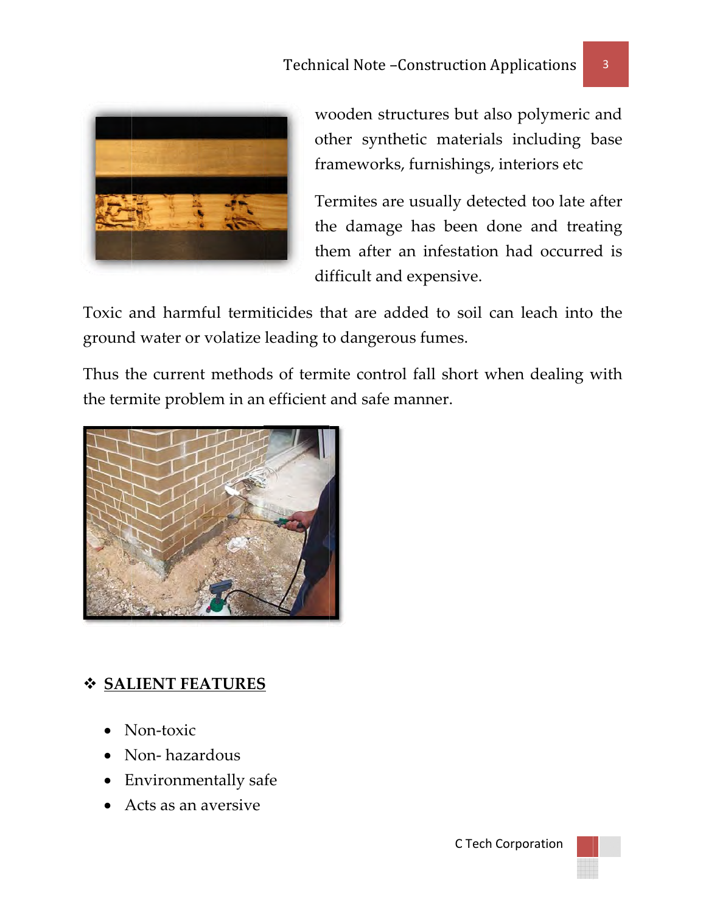wooden structures but also polymeric and other synthetic materials including base frameworks, furnishings, interiors etc

Termites are usually detected too late after the damage has been done and treating them after an infestation had occurred is difficult and expensive.

Toxic and harmful termiticides that are added to soil can leach into the ground water or volatize leading to dangerous fumes.

Thus the current methods of termite control fall short when dealing with the termite problem in an efficient and safe manner.

## ❖ SALIENT FEATURES

- Non-toxic
- Non- hazardous
- Environmentally safe
- Acts as an aversive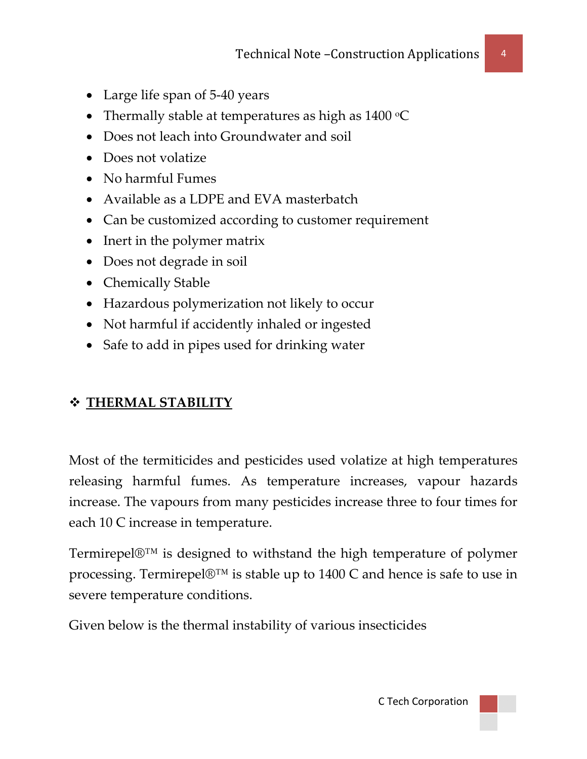- Large life span of 5-40 years
- Thermally stable at temperatures as high as 1400 $^{o}$C
- Does not leach into Groundwater and soil
- Does not volatize
- No harmful Fumes
- Available as a LDPE and EVA masterbatch
- Can be customized according to customer requirement
- Inert in the polymer matrix
- Does not degrade in soil
- Chemically Stable
- Hazardous polymerization not likely to occur
- Not harmful if accidently inhaled or ingested
- Safe to add in pipes used for drinking water

## ❖ <u>**THERMAL STABILITY**</u>

Most of the termiticides and pesticides used volatize at high temperatures releasing harmful fumes. As temperature increases, vapour hazards increase. The vapours from many pesticides increase three to four times for each 10 C increase in temperature.

Termirepel®™ is designed to withstand the high temperature of polymer processing. Termirepel®™ is stable up to 1400 C and hence is safe to use in severe temperature conditions.

Given below is the thermal instability of various insecticides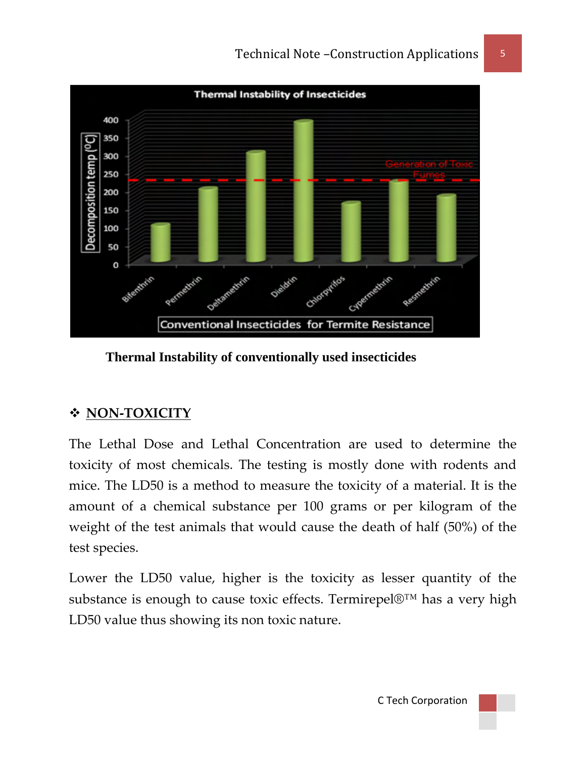Thermal Instability of conventionally used insecticides

## ❖ NON-TOXICITY

The Lethal Dose and Lethal Concentration are used to determine the toxicity of most chemicals. The testing is mostly done with rodents and mice. The LD50 is a method to measure the toxicity of a material. It is the amount of a chemical substance per 100 grams or per kilogram of the weight of the test animals that would cause the death of half (50%) of the test species.

Lower the LD50 value, higher is the toxicity as lesser quantity of the substance is enough to cause toxic effects. Termirepel®™ has a very high LD50 value thus showing its non toxic nature.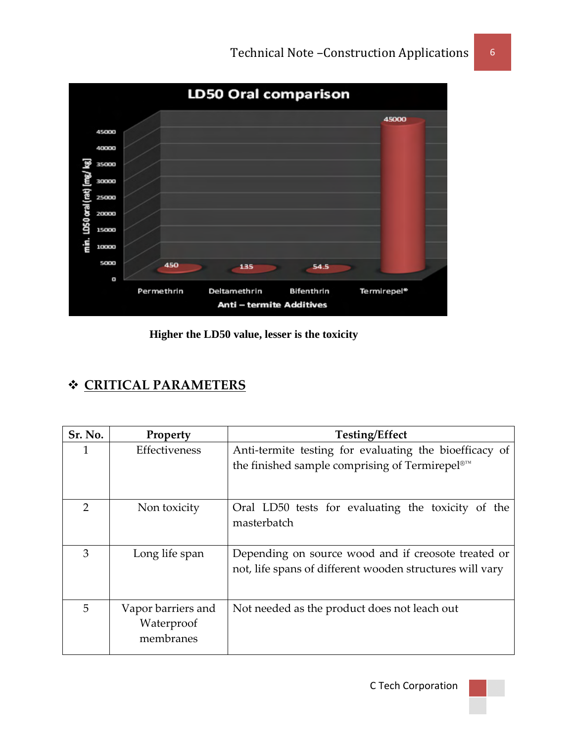**LD50 Oral comparison**

| Anti – termite Additives | min. LD50 oral (rat) [mg/ kg] |
|---|---|
| Permethrin | 450 |
| Deltamethrin | 135 |
| Bifenthrin | 54.5 |
| Termirepel® | 45000 |

**Higher the LD50 value, lesser is the toxicity**

## ❖ CRITICAL PARAMETERS

| Sr. No. | Property | Testing/Effect |
|---|---|---|
| 1 | Effectiveness | Anti-termite testing for evaluating the bioefficacy of the finished sample comprising of Termirepel®™ |
| 2 | Non toxicity | Oral LD50 tests for evaluating the toxicity of the masterbatch |
| 3 | Long life span | Depending on source wood and if creosote treated or not, life spans of different wooden structures will vary |
| 5 | Vapor barriers and Waterproof membranes | Not needed as the product does not leach out |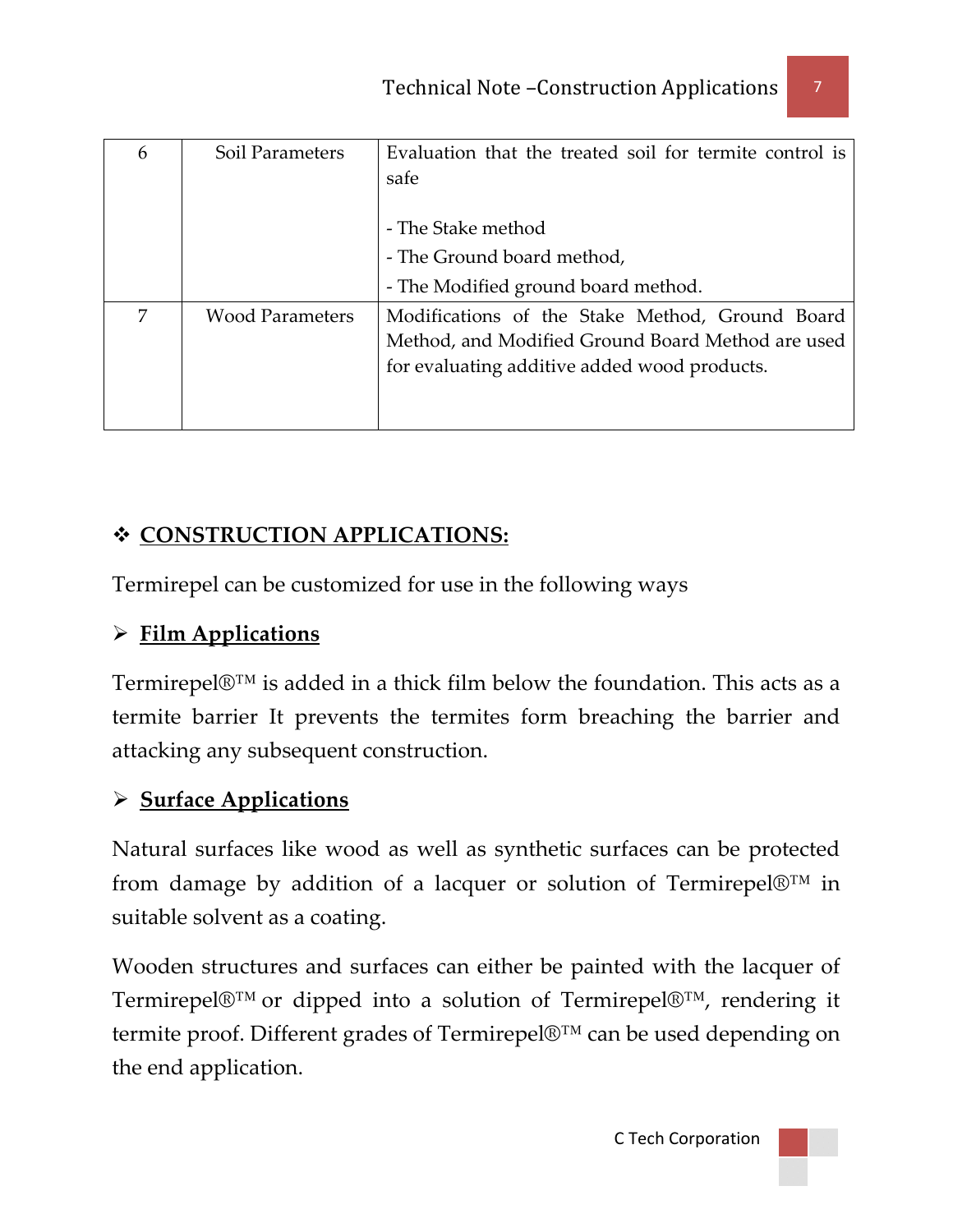| 6 | Soil Parameters | Evaluation that the treated soil for termite control is safe<br><br>- The Stake method<br>- The Ground board method,<br>- The Modified ground board method. |
|---|---|---|
| 7 | Wood Parameters | Modifications of the Stake Method, Ground Board Method, and Modified Ground Board Method are used for evaluating additive added wood products. |

## ❖ **CONSTRUCTION APPLICATIONS:**

Termirepel can be customized for use in the following ways

### ➢ **Film Applications**

Termirepel®™ is added in a thick film below the foundation. This acts as a termite barrier It prevents the termites form breaching the barrier and attacking any subsequent construction.

### ➢ **Surface Applications**

Natural surfaces like wood as well as synthetic surfaces can be protected from damage by addition of a lacquer or solution of Termirepel®™ in suitable solvent as a coating.

Wooden structures and surfaces can either be painted with the lacquer of Termirepel®™ or dipped into a solution of Termirepel®™, rendering it termite proof. Different grades of Termirepel®™ can be used depending on the end application.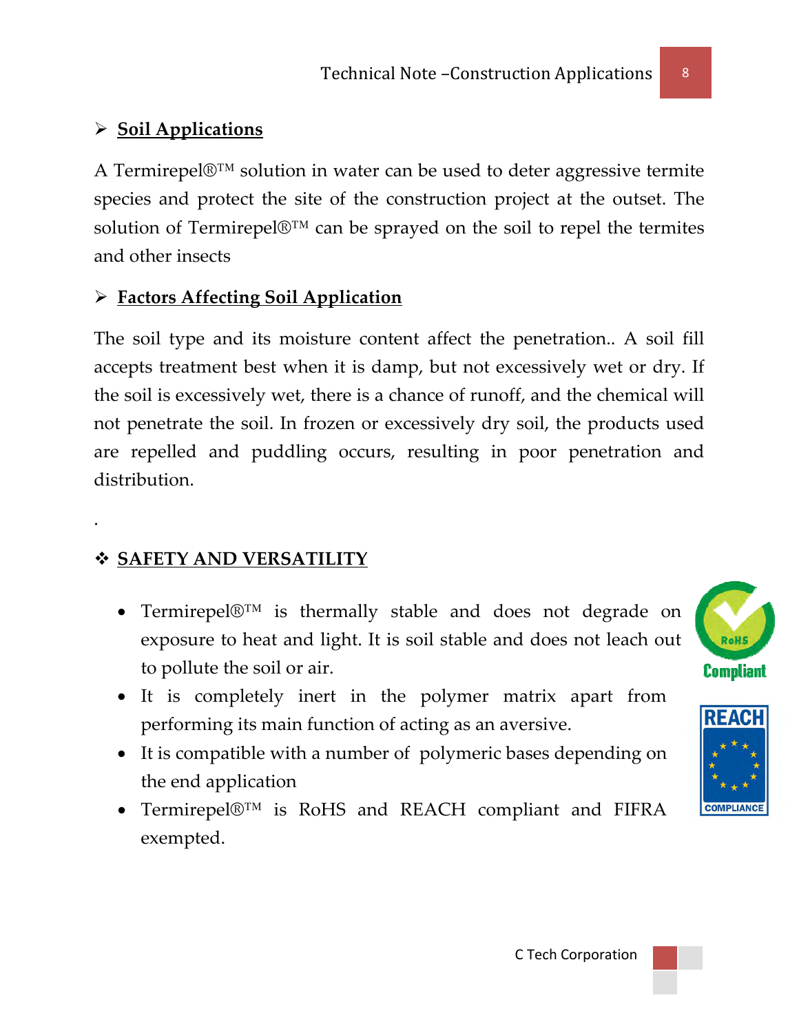## ➢ Soil Applications

A Termirepel®™ solution in water can be used to deter aggressive termite species and protect the site of the construction project at the outset. The solution of Termirepel®™ can be sprayed on the soil to repel the termites and other insects

## ➢ Factors Affecting Soil Application

The soil type and its moisture content affect the penetration.. A soil fill accepts treatment best when it is damp, but not excessively wet or dry. If the soil is excessively wet, there is a chance of runoff, and the chemical will not penetrate the soil. In frozen or excessively dry soil, the products used are repelled and puddling occurs, resulting in poor penetration and distribution.

.

## ❖ SAFETY AND VERSATILITY

- Termirepel®™ is thermally stable and does not degrade on exposure to heat and light. It is soil stable and does not leach out to pollute the soil or air.
- It is completely inert in the polymer matrix apart from performing its main function of acting as an aversive.
- It is compatible with a number of polymeric bases depending on the end application
- Termirepel®™ is RoHS and REACH compliant and FIFRA exempted.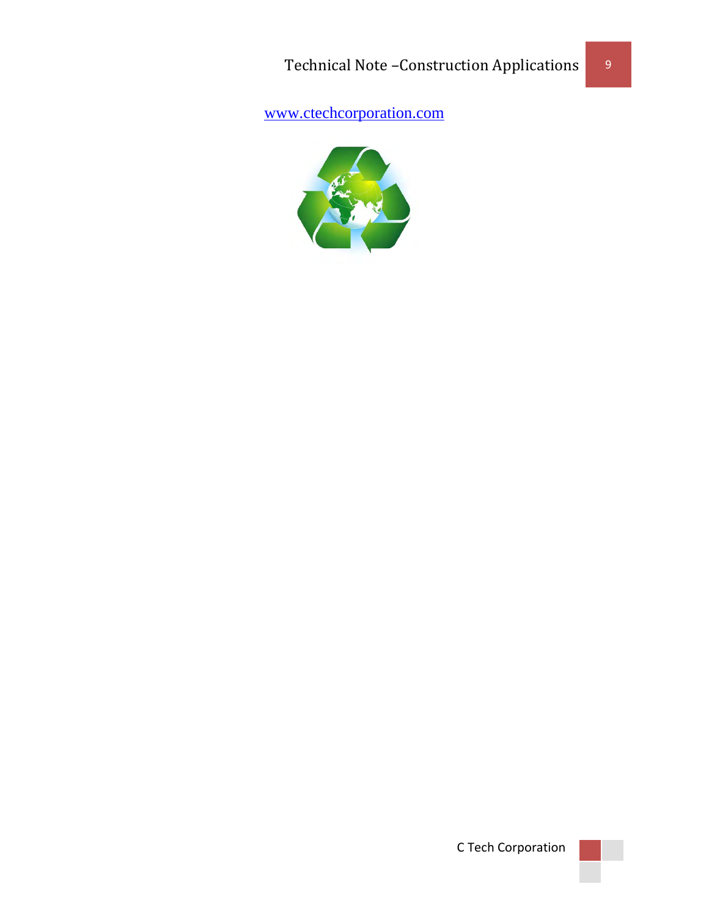www.ctechcorporation.com